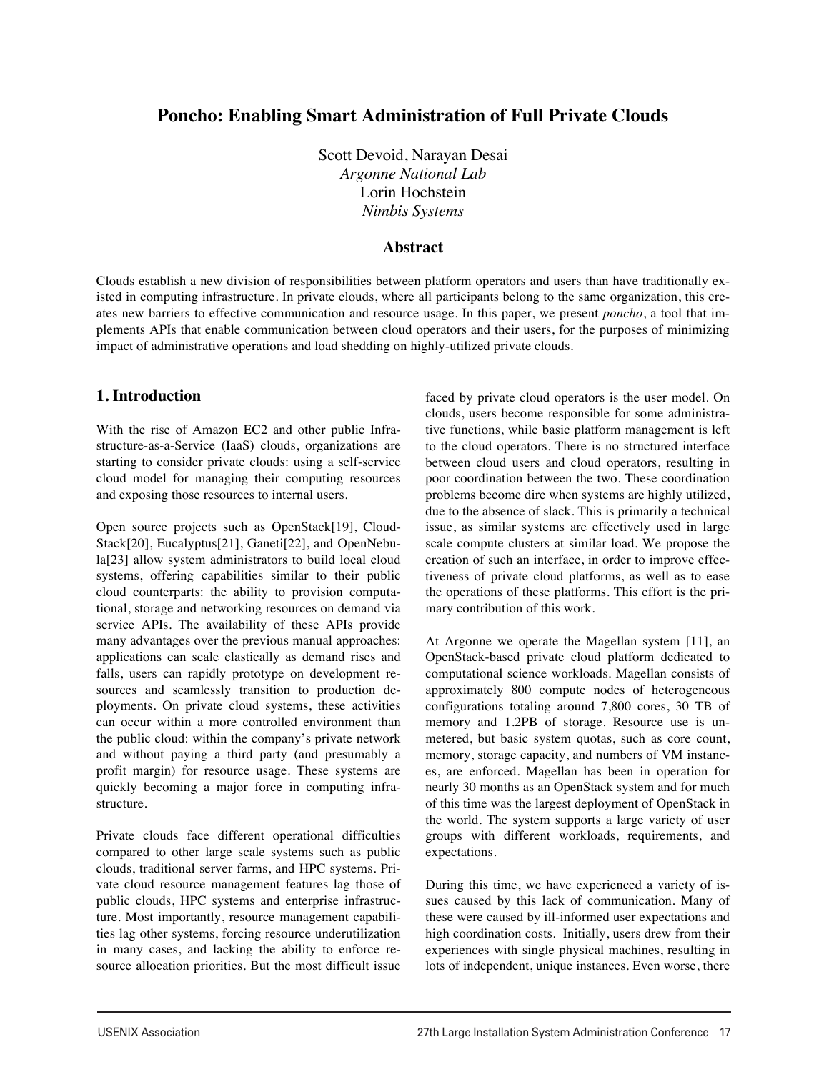# Poncho: Enabling Smart Administration of Full Private Clouds

Scott Devoid, Narayan Desai  
*Argonne National Lab*  
Lorin Hochstein  
*Nimbis Systems*

## Abstract

Clouds establish a new division of responsibilities between platform operators and users than have traditionally existed in computing infrastructure. In private clouds, where all participants belong to the same organization, this creates new barriers to effective communication and resource usage. In this paper, we present *poncho*, a tool that implements APIs that enable communication between cloud operators and their users, for the purposes of minimizing impact of administrative operations and load shedding on highly-utilized private clouds.

## 1. Introduction

With the rise of Amazon EC2 and other public Infrastructure-as-a-Service (IaaS) clouds, organizations are starting to consider private clouds: using a self-service cloud model for managing their computing resources and exposing those resources to internal users.

Open source projects such as OpenStack[19], CloudStack[20], Eucalyptus[21], Ganeti[22], and OpenNebula[23] allow system administrators to build local cloud systems, offering capabilities similar to their public cloud counterparts: the ability to provision computational, storage and networking resources on demand via service APIs. The availability of these APIs provide many advantages over the previous manual approaches: applications can scale elastically as demand rises and falls, users can rapidly prototype on development resources and seamlessly transition to production deployments. On private cloud systems, these activities can occur within a more controlled environment than the public cloud: within the company's private network and without paying a third party (and presumably a profit margin) for resource usage. These systems are quickly becoming a major force in computing infrastructure.

Private clouds face different operational difficulties compared to other large scale systems such as public clouds, traditional server farms, and HPC systems. Private cloud resource management features lag those of public clouds, HPC systems and enterprise infrastructure. Most importantly, resource management capabilities lag other systems, forcing resource underutilization in many cases, and lacking the ability to enforce resource allocation priorities. But the most difficult issue faced by private cloud operators is the user model. On clouds, users become responsible for some administrative functions, while basic platform management is left to the cloud operators. There is no structured interface between cloud users and cloud operators, resulting in poor coordination between the two. These coordination problems become dire when systems are highly utilized, due to the absence of slack. This is primarily a technical issue, as similar systems are effectively used in large scale compute clusters at similar load. We propose the creation of such an interface, in order to improve effectiveness of private cloud platforms, as well as to ease the operations of these platforms. This effort is the primary contribution of this work.

At Argonne we operate the Magellan system [11], an OpenStack-based private cloud platform dedicated to computational science workloads. Magellan consists of approximately 800 compute nodes of heterogeneous configurations totaling around 7,800 cores, 30 TB of memory and 1.2PB of storage. Resource use is unmetered, but basic system quotas, such as core count, memory, storage capacity, and numbers of VM instances, are enforced. Magellan has been in operation for nearly 30 months as an OpenStack system and for much of this time was the largest deployment of OpenStack in the world. The system supports a large variety of user groups with different workloads, requirements, and expectations.

During this time, we have experienced a variety of issues caused by this lack of communication. Many of these were caused by ill-informed user expectations and high coordination costs. Initially, users drew from their experiences with single physical machines, resulting in lots of independent, unique instances. Even worse, there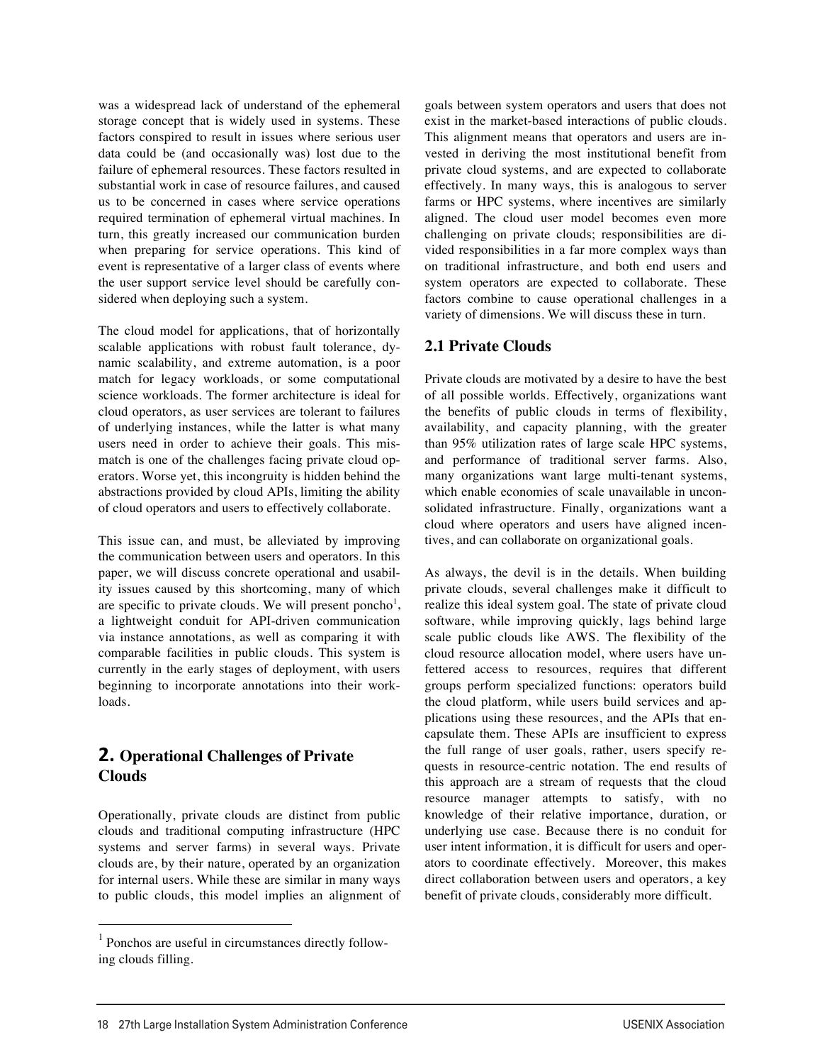was a widespread lack of understand of the ephemeral storage concept that is widely used in systems. These factors conspired to result in issues where serious user data could be (and occasionally was) lost due to the failure of ephemeral resources. These factors resulted in substantial work in case of resource failures, and caused us to be concerned in cases where service operations required termination of ephemeral virtual machines. In turn, this greatly increased our communication burden when preparing for service operations. This kind of event is representative of a larger class of events where the user support service level should be carefully considered when deploying such a system.

The cloud model for applications, that of horizontally scalable applications with robust fault tolerance, dynamic scalability, and extreme automation, is a poor match for legacy workloads, or some computational science workloads. The former architecture is ideal for cloud operators, as user services are tolerant to failures of underlying instances, while the latter is what many users need in order to achieve their goals. This mismatch is one of the challenges facing private cloud operators. Worse yet, this incongruity is hidden behind the abstractions provided by cloud APIs, limiting the ability of cloud operators and users to effectively collaborate.

This issue can, and must, be alleviated by improving the communication between users and operators. In this paper, we will discuss concrete operational and usability issues caused by this shortcoming, many of which are specific to private clouds. We will present poncho[1], a lightweight conduit for API-driven communication via instance annotations, as well as comparing it with comparable facilities in public clouds. This system is currently in the early stages of deployment, with users beginning to incorporate annotations into their workloads.

## 2. Operational Challenges of Private Clouds

Operationally, private clouds are distinct from public clouds and traditional computing infrastructure (HPC systems and server farms) in several ways. Private clouds are, by their nature, operated by an organization for internal users. While these are similar in many ways to public clouds, this model implies an alignment of goals between system operators and users that does not exist in the market-based interactions of public clouds. This alignment means that operators and users are invested in deriving the most institutional benefit from private cloud systems, and are expected to collaborate effectively. In many ways, this is analogous to server farms or HPC systems, where incentives are similarly aligned. The cloud user model becomes even more challenging on private clouds; responsibilities are divided responsibilities in a far more complex ways than on traditional infrastructure, and both end users and system operators are expected to collaborate. These factors combine to cause operational challenges in a variety of dimensions. We will discuss these in turn.

### 2.1 Private Clouds

Private clouds are motivated by a desire to have the best of all possible worlds. Effectively, organizations want the benefits of public clouds in terms of flexibility, availability, and capacity planning, with the greater than 95% utilization rates of large scale HPC systems, and performance of traditional server farms. Also, many organizations want large multi-tenant systems, which enable economies of scale unavailable in unconsolidated infrastructure. Finally, organizations want a cloud where operators and users have aligned incentives, and can collaborate on organizational goals.

As always, the devil is in the details. When building private clouds, several challenges make it difficult to realize this ideal system goal. The state of private cloud software, while improving quickly, lags behind large scale public clouds like AWS. The flexibility of the cloud resource allocation model, where users have unfettered access to resources, requires that different groups perform specialized functions: operators build the cloud platform, while users build services and applications using these resources, and the APIs that encapsulate them. These APIs are insufficient to express the full range of user goals, rather, users specify requests in resource-centric notation. The end results of this approach are a stream of requests that the cloud resource manager attempts to satisfy, with no knowledge of their relative importance, duration, or underlying use case. Because there is no conduit for user intent information, it is difficult for users and operators to coordinate effectively. Moreover, this makes direct collaboration between users and operators, a key benefit of private clouds, considerably more difficult.

[1] Ponchos are useful in circumstances directly following clouds filling.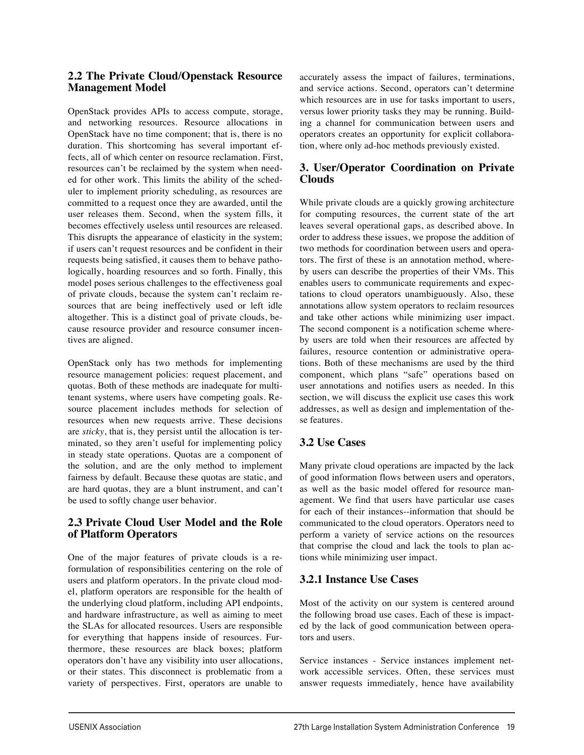## 2.2 The Private Cloud/Openstack Resource Management Model

OpenStack provides APIs to access compute, storage, and networking resources. Resource allocations in OpenStack have no time component; that is, there is no duration. This shortcoming has several important effects, all of which center on resource reclamation. First, resources can't be reclaimed by the system when needed for other work. This limits the ability of the scheduler to implement priority scheduling, as resources are committed to a request once they are awarded, until the user releases them. Second, when the system fills, it becomes effectively useless until resources are released. This disrupts the appearance of elasticity in the system; if users can't request resources and be confident in their requests being satisfied, it causes them to behave pathologically, hoarding resources and so forth. Finally, this model poses serious challenges to the effectiveness goal of private clouds, because the system can't reclaim resources that are being ineffectively used or left idle altogether. This is a distinct goal of private clouds, because resource provider and resource consumer incentives are aligned.

OpenStack only has two methods for implementing resource management policies: request placement, and quotas. Both of these methods are inadequate for multi-tenant systems, where users have competing goals. Resource placement includes methods for selection of resources when new requests arrive. These decisions are *sticky*, that is, they persist until the allocation is terminated, so they aren't useful for implementing policy in steady state operations. Quotas are a component of the solution, and are the only method to implement fairness by default. Because these quotas are static, and are hard quotas, they are a blunt instrument, and can't be used to softly change user behavior.

## 2.3 Private Cloud User Model and the Role of Platform Operators

One of the major features of private clouds is a reformulation of responsibilities centering on the role of users and platform operators. In the private cloud model, platform operators are responsible for the health of the underlying cloud platform, including API endpoints, and hardware infrastructure, as well as aiming to meet the SLAs for allocated resources. Users are responsible for everything that happens inside of resources. Furthermore, these resources are black boxes; platform operators don't have any visibility into user allocations, or their states. This disconnect is problematic from a variety of perspectives. First, operators are unable to accurately assess the impact of failures, terminations, and service actions. Second, operators can't determine which resources are in use for tasks important to users, versus lower priority tasks they may be running. Building a channel for communication between users and operators creates an opportunity for explicit collaboration, where only ad-hoc methods previously existed.

# 3. User/Operator Coordination on Private Clouds

While private clouds are a quickly growing architecture for computing resources, the current state of the art leaves several operational gaps, as described above. In order to address these issues, we propose the addition of two methods for coordination between users and operators. The first of these is an annotation method, whereby users can describe the properties of their VMs. This enables users to communicate requirements and expectations to cloud operators unambiguously. Also, these annotations allow system operators to reclaim resources and take other actions while minimizing user impact. The second component is a notification scheme whereby users are told when their resources are affected by failures, resource contention or administrative operations. Both of these mechanisms are used by the third component, which plans "safe" operations based on user annotations and notifies users as needed. In this section, we will discuss the explicit use cases this work addresses, as well as design and implementation of these features.

## 3.2 Use Cases

Many private cloud operations are impacted by the lack of good information flows between users and operators, as well as the basic model offered for resource management. We find that users have particular use cases for each of their instances--information that should be communicated to the cloud operators. Operators need to perform a variety of service actions on the resources that comprise the cloud and lack the tools to plan actions while minimizing user impact.

### 3.2.1 Instance Use Cases

Most of the activity on our system is centered around the following broad use cases. Each of these is impacted by the lack of good communication between operators and users.

Service instances - Service instances implement network accessible services. Often, these services must answer requests immediately, hence have availability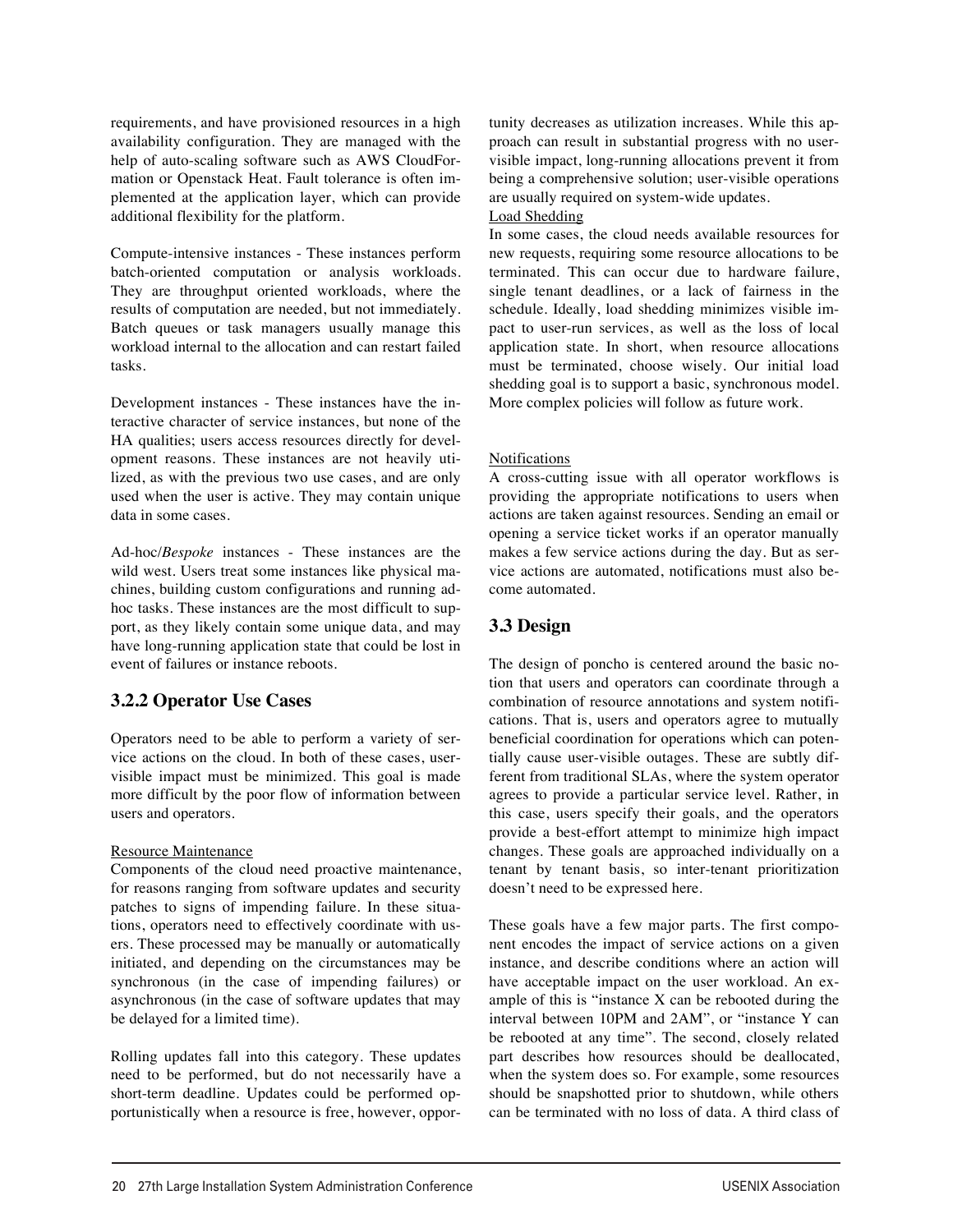requirements, and have provisioned resources in a high availability configuration. They are managed with the help of auto-scaling software such as AWS CloudFormation or Openstack Heat. Fault tolerance is often implemented at the application layer, which can provide additional flexibility for the platform.

Compute-intensive instances - These instances perform batch-oriented computation or analysis workloads. They are throughput oriented workloads, where the results of computation are needed, but not immediately. Batch queues or task managers usually manage this workload internal to the allocation and can restart failed tasks.

Development instances - These instances have the interactive character of service instances, but none of the HA qualities; users access resources directly for development reasons. These instances are not heavily utilized, as with the previous two use cases, and are only used when the user is active. They may contain unique data in some cases.

Ad-hoc/*Bespoke* instances - These instances are the wild west. Users treat some instances like physical machines, building custom configurations and running ad-hoc tasks. These instances are the most difficult to support, as they likely contain some unique data, and may have long-running application state that could be lost in event of failures or instance reboots.

### 3.2.2 Operator Use Cases

Operators need to be able to perform a variety of service actions on the cloud. In both of these cases, user-visible impact must be minimized. This goal is made more difficult by the poor flow of information between users and operators.

Resource Maintenance

Components of the cloud need proactive maintenance, for reasons ranging from software updates and security patches to signs of impending failure. In these situations, operators need to effectively coordinate with users. These processed may be manually or automatically initiated, and depending on the circumstances may be synchronous (in the case of impending failures) or asynchronous (in the case of software updates that may be delayed for a limited time).

Rolling updates fall into this category. These updates need to be performed, but do not necessarily have a short-term deadline. Updates could be performed opportunistically when a resource is free, however, opportunity decreases as utilization increases. While this approach can result in substantial progress with no user-visible impact, long-running allocations prevent it from being a comprehensive solution; user-visible operations are usually required on system-wide updates.

Load Shedding

In some cases, the cloud needs available resources for new requests, requiring some resource allocations to be terminated. This can occur due to hardware failure, single tenant deadlines, or a lack of fairness in the schedule. Ideally, load shedding minimizes visible impact to user-run services, as well as the loss of local application state. In short, when resource allocations must be terminated, choose wisely. Our initial load shedding goal is to support a basic, synchronous model. More complex policies will follow as future work.

Notifications

A cross-cutting issue with all operator workflows is providing the appropriate notifications to users when actions are taken against resources. Sending an email or opening a service ticket works if an operator manually makes a few service actions during the day. But as service actions are automated, notifications must also become automated.

## 3.3 Design

The design of poncho is centered around the basic notion that users and operators can coordinate through a combination of resource annotations and system notifications. That is, users and operators agree to mutually beneficial coordination for operations which can potentially cause user-visible outages. These are subtly different from traditional SLAs, where the system operator agrees to provide a particular service level. Rather, in this case, users specify their goals, and the operators provide a best-effort attempt to minimize high impact changes. These goals are approached individually on a tenant by tenant basis, so inter-tenant prioritization doesn't need to be expressed here.

These goals have a few major parts. The first component encodes the impact of service actions on a given instance, and describe conditions where an action will have acceptable impact on the user workload. An example of this is "instance X can be rebooted during the interval between 10PM and 2AM", or "instance Y can be rebooted at any time". The second, closely related part describes how resources should be deallocated, when the system does so. For example, some resources should be snapshotted prior to shutdown, while others can be terminated with no loss of data. A third class of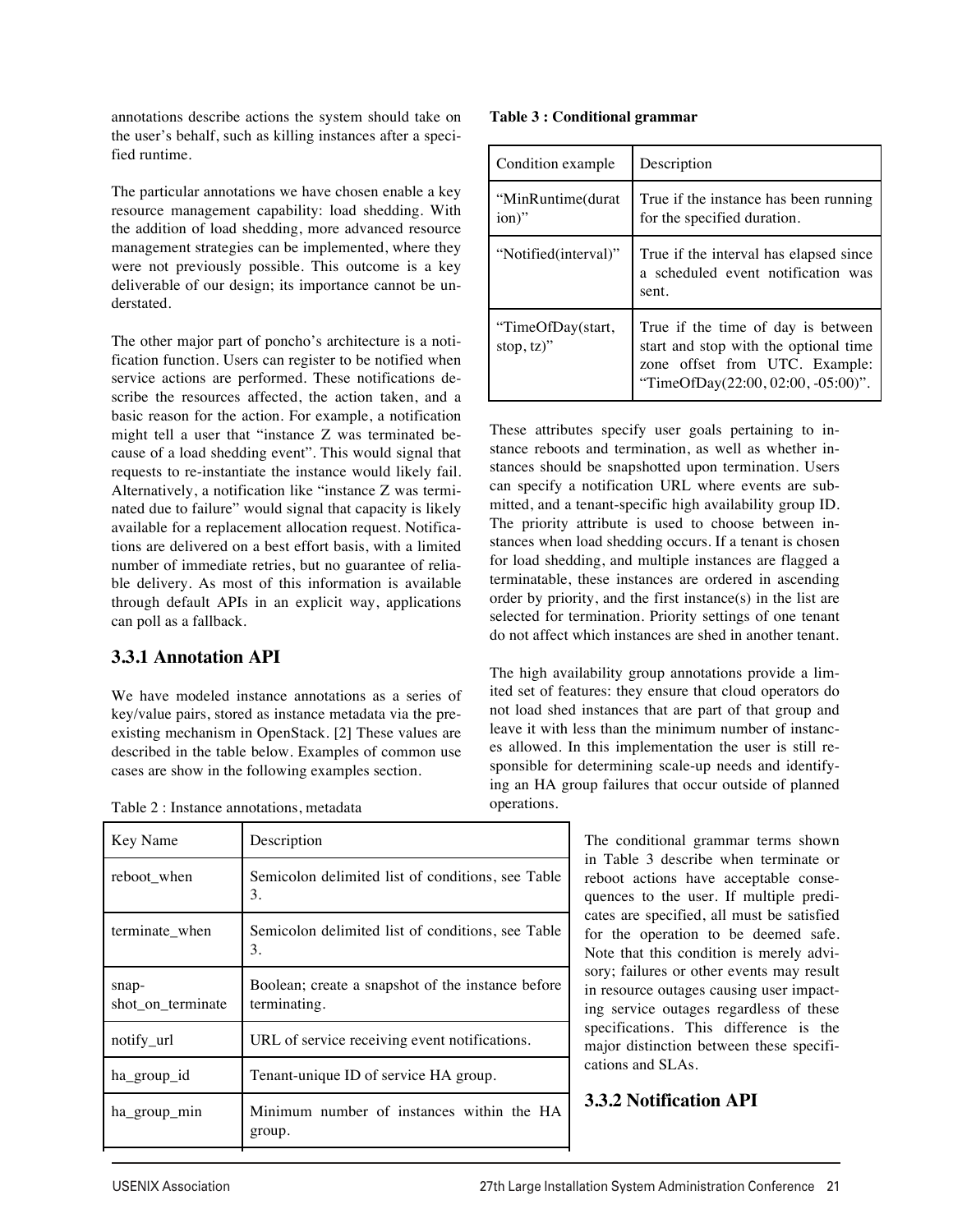annotations describe actions the system should take on the user's behalf, such as killing instances after a specified runtime.

The particular annotations we have chosen enable a key resource management capability: load shedding. With the addition of load shedding, more advanced resource management strategies can be implemented, where they were not previously possible. This outcome is a key deliverable of our design; its importance cannot be understated.

The other major part of poncho's architecture is a notification function. Users can register to be notified when service actions are performed. These notifications describe the resources affected, the action taken, and a basic reason for the action. For example, a notification might tell a user that "instance Z was terminated because of a load shedding event". This would signal that requests to re-instantiate the instance would likely fail. Alternatively, a notification like "instance Z was terminated due to failure" would signal that capacity is likely available for a replacement allocation request. Notifications are delivered on a best effort basis, with a limited number of immediate retries, but no guarantee of reliable delivery. As most of this information is available through default APIs in an explicit way, applications can poll as a fallback.

### 3.3.1 Annotation API

We have modeled instance annotations as a series of key/value pairs, stored as instance metadata via the preexisting mechanism in OpenStack. [2] These values are described in the table below. Examples of common use cases are show in the following examples section.

Table 2 : Instance annotations, metadata

| Key Name | Description |
|---|---|
| reboot_when | Semicolon delimited list of conditions, see Table 3. |
| terminate_when | Semicolon delimited list of conditions, see Table 3. |
| snapshot_on_terminate | Boolean; create a snapshot of the instance before terminating. |
| notify_url | URL of service receiving event notifications. |
| ha_group_id | Tenant-unique ID of service HA group. |
| ha_group_min | Minimum number of instances within the HA group. |

**Table 3 : Conditional grammar**

| Condition example | Description |
|---|---|
| "MinRuntime(duration)" | True if the instance has been running for the specified duration. |
| "Notified(interval)" | True if the interval has elapsed since a scheduled event notification was sent. |
| "TimeOfDay(start, stop, tz)" | True if the time of day is between start and stop with the optional time zone offset from UTC. Example: "TimeOfDay(22:00, 02:00, -05:00)". |

These attributes specify user goals pertaining to instance reboots and termination, as well as whether instances should be snapshotted upon termination. Users can specify a notification URL where events are submitted, and a tenant-specific high availability group ID. The priority attribute is used to choose between instances when load shedding occurs. If a tenant is chosen for load shedding, and multiple instances are flagged a terminatable, these instances are ordered in ascending order by priority, and the first instance(s) in the list are selected for termination. Priority settings of one tenant do not affect which instances are shed in another tenant.

The high availability group annotations provide a limited set of features: they ensure that cloud operators do not load shed instances that are part of that group and leave it with less than the minimum number of instances allowed. In this implementation the user is still responsible for determining scale-up needs and identifying an HA group failures that occur outside of planned operations.

The conditional grammar terms shown in Table 3 describe when terminate or reboot actions have acceptable consequences to the user. If multiple predicates are specified, all must be satisfied for the operation to be deemed safe. Note that this condition is merely advisory; failures or other events may result in resource outages causing user impacting service outages regardless of these specifications. This difference is the major distinction between these specifications and SLAs.

### 3.3.2 Notification API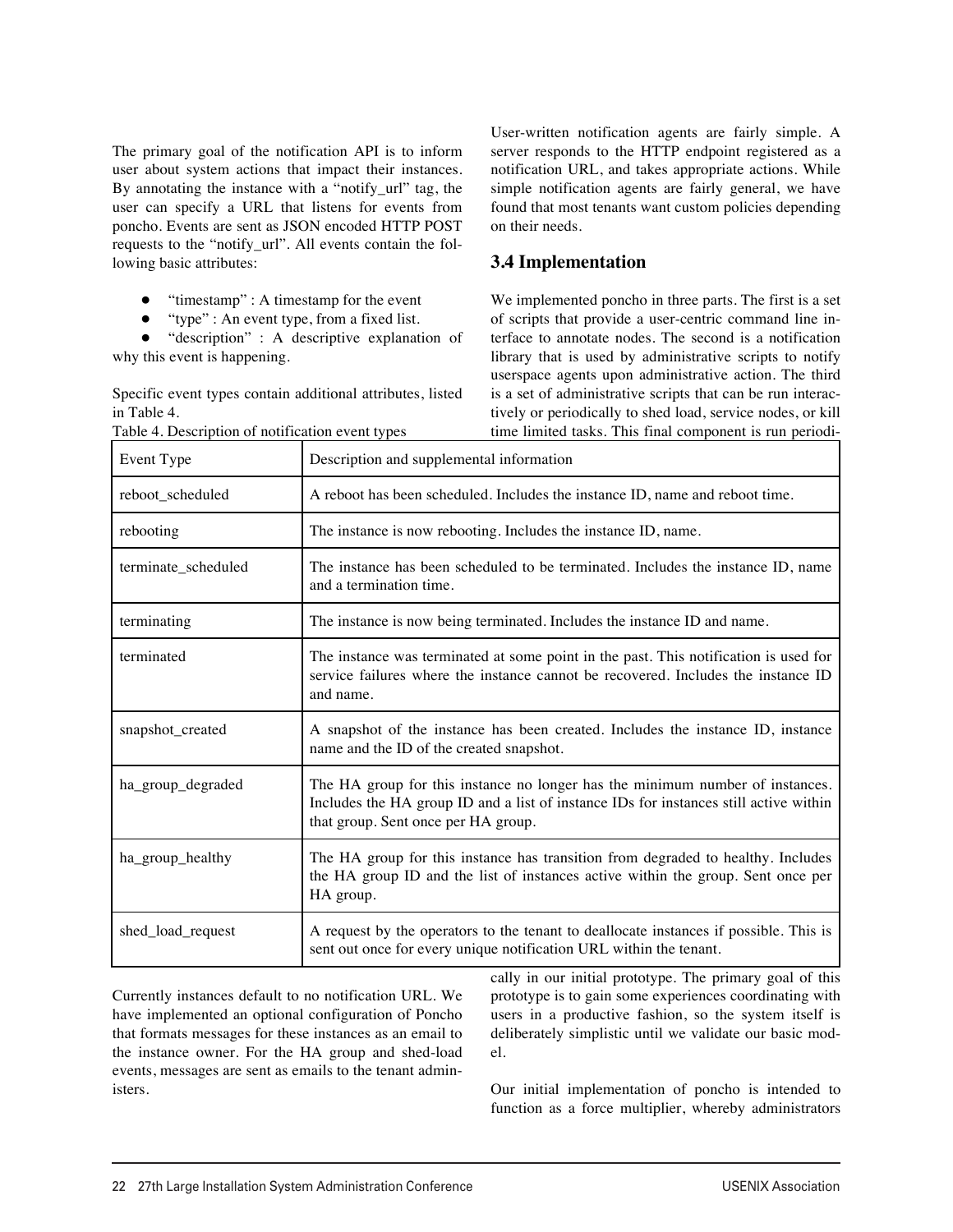The primary goal of the notification API is to inform user about system actions that impact their instances. By annotating the instance with a "notify_url" tag, the user can specify a URL that listens for events from poncho. Events are sent as JSON encoded HTTP POST requests to the "notify_url". All events contain the following basic attributes:

- "timestamp" : A timestamp for the event
- "type" : An event type, from a fixed list.
- "description" : A descriptive explanation of why this event is happening.

Specific event types contain additional attributes, listed in Table 4.

Table 4. Description of notification event types

| Event Type | Description and supplemental information |
|---|---|
| reboot_scheduled | A reboot has been scheduled. Includes the instance ID, name and reboot time. |
| rebooting | The instance is now rebooting. Includes the instance ID, name. |
| terminate_scheduled | The instance has been scheduled to be terminated. Includes the instance ID, name and a termination time. |
| terminating | The instance is now being terminated. Includes the instance ID and name. |
| terminated | The instance was terminated at some point in the past. This notification is used for service failures where the instance cannot be recovered. Includes the instance ID and name. |
| snapshot_created | A snapshot of the instance has been created. Includes the instance ID, instance name and the ID of the created snapshot. |
| ha_group_degraded | The HA group for this instance no longer has the minimum number of instances. Includes the HA group ID and a list of instance IDs for instances still active within that group. Sent once per HA group. |
| ha_group_healthy | The HA group for this instance has transition from degraded to healthy. Includes the HA group ID and the list of instances active within the group. Sent once per HA group. |
| shed_load_request | A request by the operators to the tenant to deallocate instances if possible. This is sent out once for every unique notification URL within the tenant. |

Currently instances default to no notification URL. We have implemented an optional configuration of Poncho that formats messages for these instances as an email to the instance owner. For the HA group and shed-load events, messages are sent as emails to the tenant administers.

User-written notification agents are fairly simple. A server responds to the HTTP endpoint registered as a notification URL, and takes appropriate actions. While simple notification agents are fairly general, we have found that most tenants want custom policies depending on their needs.

## 3.4 Implementation

We implemented poncho in three parts. The first is a set of scripts that provide a user-centric command line interface to annotate nodes. The second is a notification library that is used by administrative scripts to notify userspace agents upon administrative action. The third is a set of administrative scripts that can be run interactively or periodically to shed load, service nodes, or kill time limited tasks. This final component is run periodically in our initial prototype. The primary goal of this prototype is to gain some experiences coordinating with users in a productive fashion, so the system itself is deliberately simplistic until we validate our basic model.

Our initial implementation of poncho is intended to function as a force multiplier, whereby administrators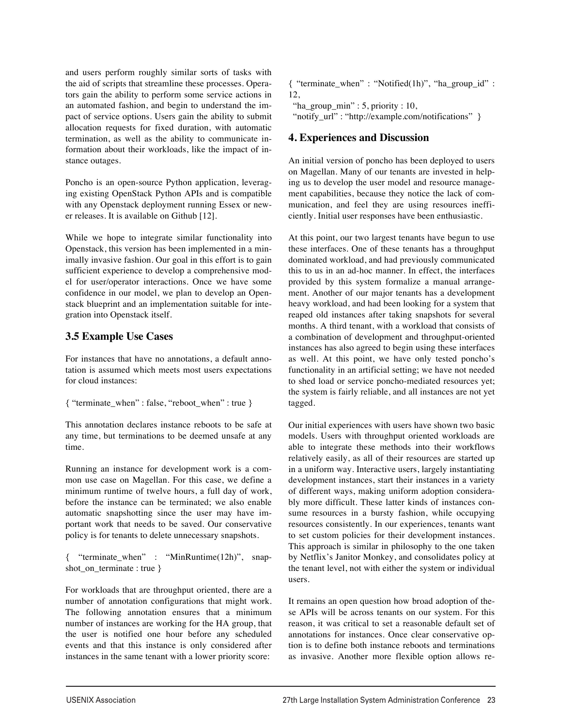and users perform roughly similar sorts of tasks with the aid of scripts that streamline these processes. Operators gain the ability to perform some service actions in an automated fashion, and begin to understand the impact of service options. Users gain the ability to submit allocation requests for fixed duration, with automatic termination, as well as the ability to communicate information about their workloads, like the impact of instance outages.

Poncho is an open-source Python application, leveraging existing OpenStack Python APIs and is compatible with any Openstack deployment running Essex or newer releases. It is available on Github [12].

While we hope to integrate similar functionality into Openstack, this version has been implemented in a minimally invasive fashion. Our goal in this effort is to gain sufficient experience to develop a comprehensive model for user/operator interactions. Once we have some confidence in our model, we plan to develop an Openstack blueprint and an implementation suitable for integration into Openstack itself.

### 3.5 Example Use Cases

For instances that have no annotations, a default annotation is assumed which meets most users expectations for cloud instances:

{ “terminate_when” : false, “reboot_when” : true }

This annotation declares instance reboots to be safe at any time, but terminations to be deemed unsafe at any time.

Running an instance for development work is a common use case on Magellan. For this case, we define a minimum runtime of twelve hours, a full day of work, before the instance can be terminated; we also enable automatic snapshotting since the user may have important work that needs to be saved. Our conservative policy is for tenants to delete unnecessary snapshots.

{ “terminate_when” : “MinRuntime(12h)”, snapshot_on_terminate : true }

For workloads that are throughput oriented, there are a number of annotation configurations that might work. The following annotation ensures that a minimum number of instances are working for the HA group, that the user is notified one hour before any scheduled events and that this instance is only considered after instances in the same tenant with a lower priority score:

{ “terminate_when” : “Notified(1h)”, “ha_group_id” : 12,
“ha_group_min” : 5, priority : 10,
“notify_url” : “http://example.com/notifications” }

## 4. Experiences and Discussion

An initial version of poncho has been deployed to users on Magellan. Many of our tenants are invested in helping us to develop the user model and resource management capabilities, because they notice the lack of communication, and feel they are using resources inefficiently. Initial user responses have been enthusiastic.

At this point, our two largest tenants have begun to use these interfaces. One of these tenants has a throughput dominated workload, and had previously communicated this to us in an ad-hoc manner. In effect, the interfaces provided by this system formalize a manual arrangement. Another of our major tenants has a development heavy workload, and had been looking for a system that reaped old instances after taking snapshots for several months. A third tenant, with a workload that consists of a combination of development and throughput-oriented instances has also agreed to begin using these interfaces as well. At this point, we have only tested poncho’s functionality in an artificial setting; we have not needed to shed load or service poncho-mediated resources yet; the system is fairly reliable, and all instances are not yet tagged.

Our initial experiences with users have shown two basic models. Users with throughput oriented workloads are able to integrate these methods into their workflows relatively easily, as all of their resources are started up in a uniform way. Interactive users, largely instantiating development instances, start their instances in a variety of different ways, making uniform adoption considerably more difficult. These latter kinds of instances consume resources in a bursty fashion, while occupying resources consistently. In our experiences, tenants want to set custom policies for their development instances. This approach is similar in philosophy to the one taken by Netflix’s Janitor Monkey, and consolidates policy at the tenant level, not with either the system or individual users.

It remains an open question how broad adoption of these APIs will be across tenants on our system. For this reason, it was critical to set a reasonable default set of annotations for instances. Once clear conservative option is to define both instance reboots and terminations as invasive. Another more flexible option allows re-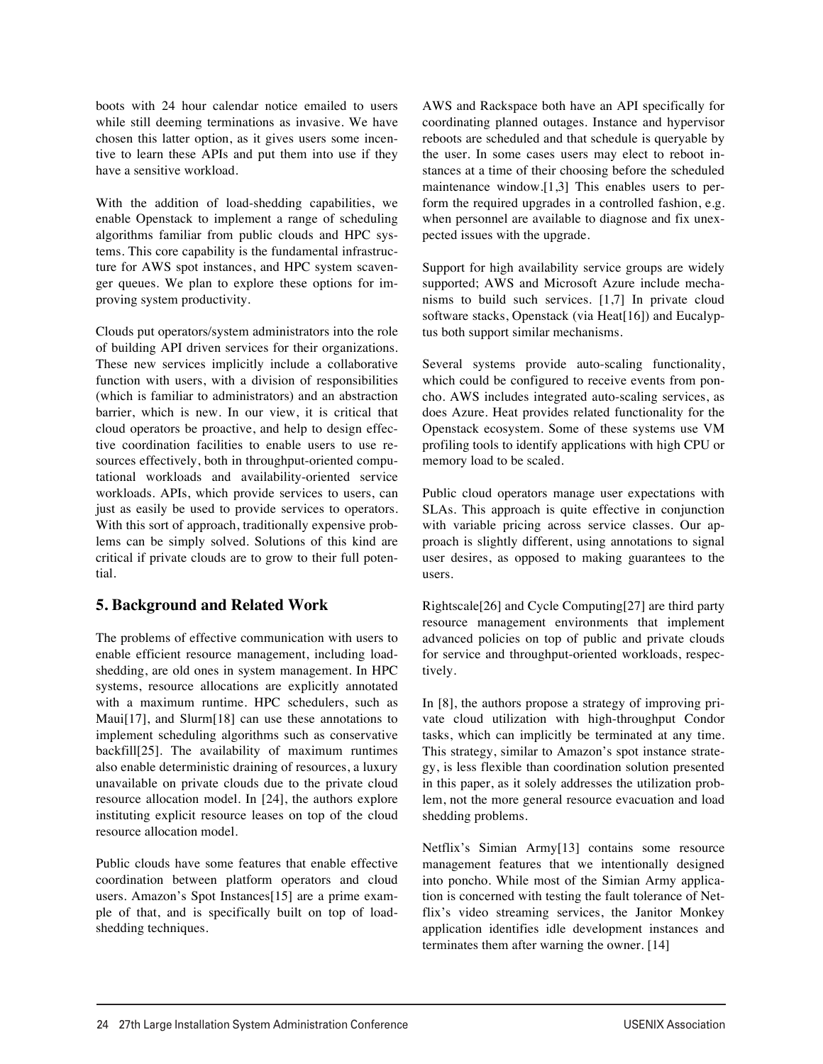boots with 24 hour calendar notice emailed to users while still deeming terminations as invasive. We have chosen this latter option, as it gives users some incentive to learn these APIs and put them into use if they have a sensitive workload.

With the addition of load-shedding capabilities, we enable Openstack to implement a range of scheduling algorithms familiar from public clouds and HPC systems. This core capability is the fundamental infrastructure for AWS spot instances, and HPC system scavenger queues. We plan to explore these options for improving system productivity.

Clouds put operators/system administrators into the role of building API driven services for their organizations. These new services implicitly include a collaborative function with users, with a division of responsibilities (which is familiar to administrators) and an abstraction barrier, which is new. In our view, it is critical that cloud operators be proactive, and help to design effective coordination facilities to enable users to use resources effectively, both in throughput-oriented computational workloads and availability-oriented service workloads. APIs, which provide services to users, can just as easily be used to provide services to operators. With this sort of approach, traditionally expensive problems can be simply solved. Solutions of this kind are critical if private clouds are to grow to their full potential.

## 5. Background and Related Work

The problems of effective communication with users to enable efficient resource management, including load-shedding, are old ones in system management. In HPC systems, resource allocations are explicitly annotated with a maximum runtime. HPC schedulers, such as Maui[17], and Slurm[18] can use these annotations to implement scheduling algorithms such as conservative backfill[25]. The availability of maximum runtimes also enable deterministic draining of resources, a luxury unavailable on private clouds due to the private cloud resource allocation model. In [24], the authors explore instituting explicit resource leases on top of the cloud resource allocation model.

Public clouds have some features that enable effective coordination between platform operators and cloud users. Amazon's Spot Instances[15] are a prime example of that, and is specifically built on top of load-shedding techniques.

AWS and Rackspace both have an API specifically for coordinating planned outages. Instance and hypervisor reboots are scheduled and that schedule is queryable by the user. In some cases users may elect to reboot instances at a time of their choosing before the scheduled maintenance window.[1,3] This enables users to perform the required upgrades in a controlled fashion, e.g. when personnel are available to diagnose and fix unexpected issues with the upgrade.

Support for high availability service groups are widely supported; AWS and Microsoft Azure include mechanisms to build such services. [1,7] In private cloud software stacks, Openstack (via Heat[16]) and Eucalyptus both support similar mechanisms.

Several systems provide auto-scaling functionality, which could be configured to receive events from poncho. AWS includes integrated auto-scaling services, as does Azure. Heat provides related functionality for the Openstack ecosystem. Some of these systems use VM profiling tools to identify applications with high CPU or memory load to be scaled.

Public cloud operators manage user expectations with SLAs. This approach is quite effective in conjunction with variable pricing across service classes. Our approach is slightly different, using annotations to signal user desires, as opposed to making guarantees to the users.

Rightscale[26] and Cycle Computing[27] are third party resource management environments that implement advanced policies on top of public and private clouds for service and throughput-oriented workloads, respectively.

In [8], the authors propose a strategy of improving private cloud utilization with high-throughput Condor tasks, which can implicitly be terminated at any time. This strategy, similar to Amazon's spot instance strategy, is less flexible than coordination solution presented in this paper, as it solely addresses the utilization problem, not the more general resource evacuation and load shedding problems.

Netflix's Simian Army[13] contains some resource management features that we intentionally designed into poncho. While most of the Simian Army application is concerned with testing the fault tolerance of Netflix's video streaming services, the Janitor Monkey application identifies idle development instances and terminates them after warning the owner. [14]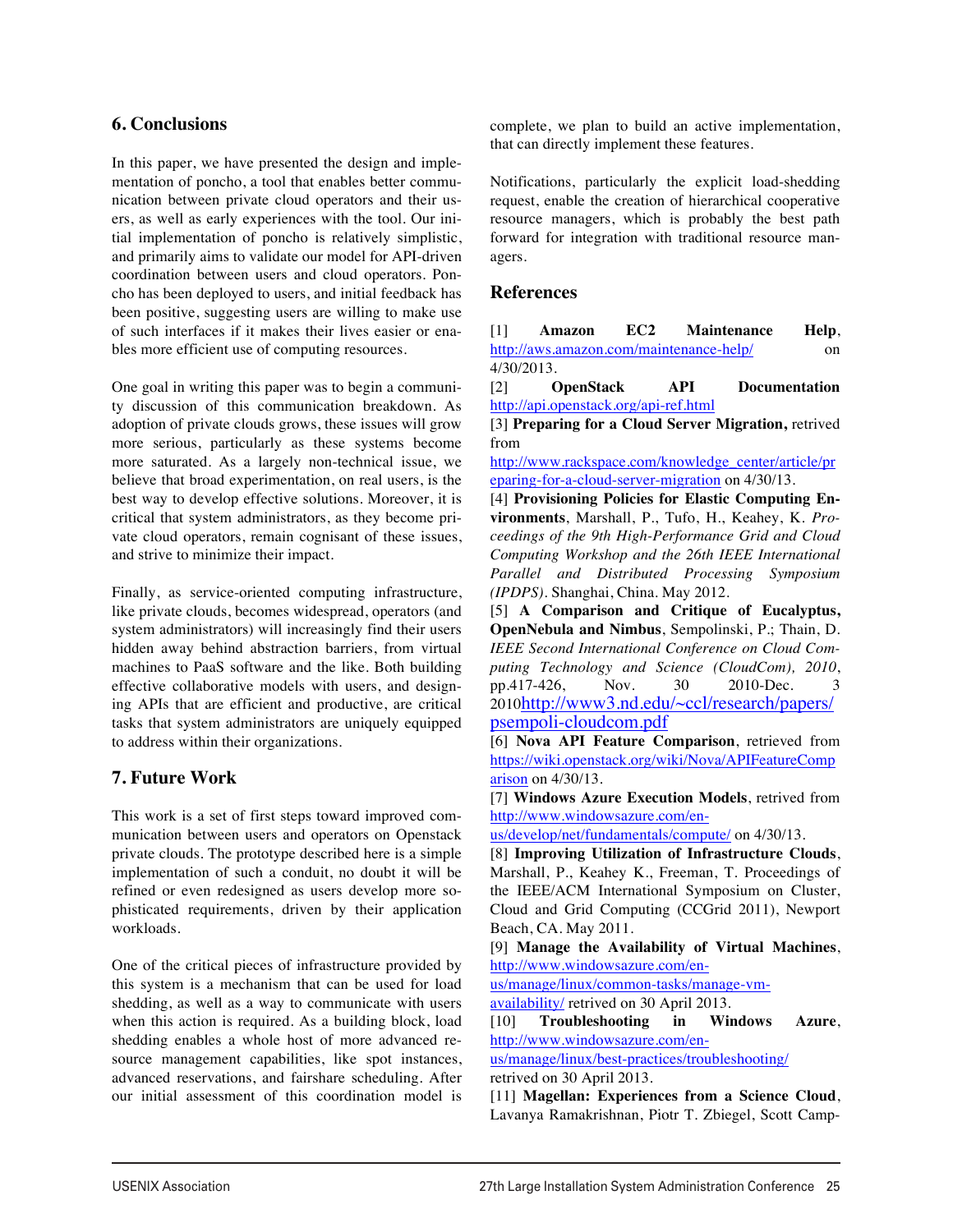## 6. Conclusions

In this paper, we have presented the design and implementation of poncho, a tool that enables better communication between private cloud operators and their users, as well as early experiences with the tool. Our initial implementation of poncho is relatively simplistic, and primarily aims to validate our model for API-driven coordination between users and cloud operators. Poncho has been deployed to users, and initial feedback has been positive, suggesting users are willing to make use of such interfaces if it makes their lives easier or enables more efficient use of computing resources.

One goal in writing this paper was to begin a community discussion of this communication breakdown. As adoption of private clouds grows, these issues will grow more serious, particularly as these systems become more saturated. As a largely non-technical issue, we believe that broad experimentation, on real users, is the best way to develop effective solutions. Moreover, it is critical that system administrators, as they become private cloud operators, remain cognisant of these issues, and strive to minimize their impact.

Finally, as service-oriented computing infrastructure, like private clouds, becomes widespread, operators (and system administrators) will increasingly find their users hidden away behind abstraction barriers, from virtual machines to PaaS software and the like. Both building effective collaborative models with users, and designing APIs that are efficient and productive, are critical tasks that system administrators are uniquely equipped to address within their organizations.

## 7. Future Work

This work is a set of first steps toward improved communication between users and operators on Openstack private clouds. The prototype described here is a simple implementation of such a conduit, no doubt it will be refined or even redesigned as users develop more sophisticated requirements, driven by their application workloads.

One of the critical pieces of infrastructure provided by this system is a mechanism that can be used for load shedding, as well as a way to communicate with users when this action is required. As a building block, load shedding enables a whole host of more advanced resource management capabilities, like spot instances, advanced reservations, and fairshare scheduling. After our initial assessment of this coordination model is complete, we plan to build an active implementation, that can directly implement these features.

Notifications, particularly the explicit load-shedding request, enable the creation of hierarchical cooperative resource managers, which is probably the best path forward for integration with traditional resource managers.

## References

[1] **Amazon EC2 Maintenance Help**, http://aws.amazon.com/maintenance-help/ on 4/30/2013.

[2] **OpenStack API Documentation** http://api.openstack.org/api-ref.html

[3] **Preparing for a Cloud Server Migration,** retrived from http://www.rackspace.com/knowledge_center/article/preparing-for-a-cloud-server-migration on 4/30/13.

[4] **Provisioning Policies for Elastic Computing Environments**, Marshall, P., Tufo, H., Keahey, K. *Proceedings of the 9th High-Performance Grid and Cloud Computing Workshop and the 26th IEEE International Parallel and Distributed Processing Symposium (IPDPS)*. Shanghai, China. May 2012.

[5] **A Comparison and Critique of Eucalyptus, OpenNebula and Nimbus**, Sempolinski, P.; Thain, D. *IEEE Second International Conference on Cloud Computing Technology and Science (CloudCom), 2010*, pp.417-426, Nov. 30 2010-Dec. 3 2010http://www3.nd.edu/~ccl/research/papers/psempoli-cloudcom.pdf

[6] **Nova API Feature Comparison**, retrieved from https://wiki.openstack.org/wiki/Nova/APIFeatureComparison on 4/30/13.

[7] **Windows Azure Execution Models**, retrived from http://www.windowsazure.com/en-us/develop/net/fundamentals/compute/ on 4/30/13.

[8] **Improving Utilization of Infrastructure Clouds**, Marshall, P., Keahey K., Freeman, T. Proceedings of the IEEE/ACM International Symposium on Cluster, Cloud and Grid Computing (CCGrid 2011), Newport Beach, CA. May 2011.

[9] **Manage the Availability of Virtual Machines**, http://www.windowsazure.com/en-us/manage/linux/common-tasks/manage-vm-availability/ retrived on 30 April 2013.

[10] **Troubleshooting in Windows Azure**, http://www.windowsazure.com/en-us/manage/linux/best-practices/troubleshooting/ retrived on 30 April 2013.

[11] **Magellan: Experiences from a Science Cloud**, Lavanya Ramakrishnan, Piotr T. Zbiegel, Scott Camp-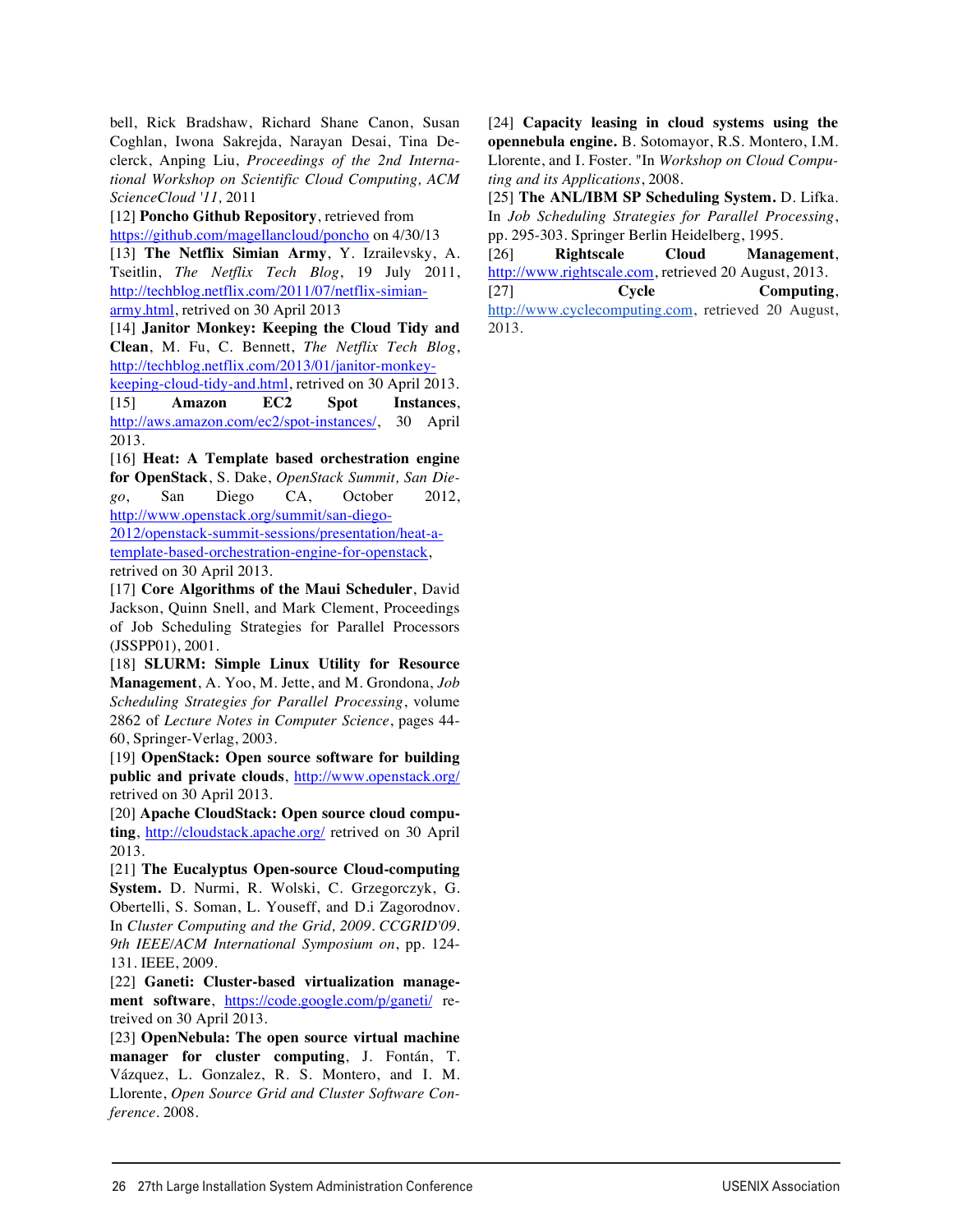bell, Rick Bradshaw, Richard Shane Canon, Susan Coghlan, Iwona Sakrejda, Narayan Desai, Tina Declerck, Anping Liu, *Proceedings of the 2nd International Workshop on Scientific Cloud Computing, ACM ScienceCloud '11,* 2011

[12] **Poncho Github Repository**, retrieved from https://github.com/magellancloud/poncho on 4/30/13

[13] **The Netflix Simian Army**, Y. Izrailevsky, A. Tseitlin, *The Netflix Tech Blog*, 19 July 2011, http://techblog.netflix.com/2011/07/netflix-simian-army.html, retrived on 30 April 2013

[14] **Janitor Monkey: Keeping the Cloud Tidy and Clean**, M. Fu, C. Bennett, *The Netflix Tech Blog*, http://techblog.netflix.com/2013/01/janitor-monkey-keeping-cloud-tidy-and.html, retrived on 30 April 2013.

[15] **Amazon EC2 Spot Instances**, http://aws.amazon.com/ec2/spot-instances/, 30 April 2013.

[16] **Heat: A Template based orchestration engine for OpenStack**, S. Dake, *OpenStack Summit, San Diego*, San Diego CA, October 2012, http://www.openstack.org/summit/san-diego-2012/openstack-summit-sessions/presentation/heat-a-template-based-orchestration-engine-for-openstack, retrived on 30 April 2013.

[17] **Core Algorithms of the Maui Scheduler**, David Jackson, Quinn Snell, and Mark Clement, Proceedings of Job Scheduling Strategies for Parallel Processors (JSSPP01), 2001.

[18] **SLURM: Simple Linux Utility for Resource Management**, A. Yoo, M. Jette, and M. Grondona, *Job Scheduling Strategies for Parallel Processing*, volume 2862 of *Lecture Notes in Computer Science*, pages 44-60, Springer-Verlag, 2003.

[19] **OpenStack: Open source software for building public and private clouds**, http://www.openstack.org/ retrived on 30 April 2013.

[20] **Apache CloudStack: Open source cloud computing**, http://cloudstack.apache.org/ retrived on 30 April 2013.

[21] **The Eucalyptus Open-source Cloud-computing System.** D. Nurmi, R. Wolski, C. Grzegorczyk, G. Obertelli, S. Soman, L. Youseff, and D.i Zagorodnov. In *Cluster Computing and the Grid, 2009. CCGRID'09. 9th IEEE/ACM International Symposium on*, pp. 124-131. IEEE, 2009.

[22] **Ganeti: Cluster-based virtualization management software**, https://code.google.com/p/ganeti/ retreived on 30 April 2013.

[23] **OpenNebula: The open source virtual machine manager for cluster computing**, J. Fontán, T. Vázquez, L. Gonzalez, R. S. Montero, and I. M. Llorente, *Open Source Grid and Cluster Software Conference*. 2008.

[24] **Capacity leasing in cloud systems using the opennebula engine.** B. Sotomayor, R.S. Montero, I.M. Llorente, and I. Foster. "In *Workshop on Cloud Computing and its Applications*, 2008.

[25] **The ANL/IBM SP Scheduling System.** D. Lifka. In *Job Scheduling Strategies for Parallel Processing*, pp. 295-303. Springer Berlin Heidelberg, 1995.

[26] **Rightscale Cloud Management**, http://www.rightscale.com, retrieved 20 August, 2013.

[27] **Cycle Computing**, http://www.cyclecomputing.com, retrieved 20 August, 2013.